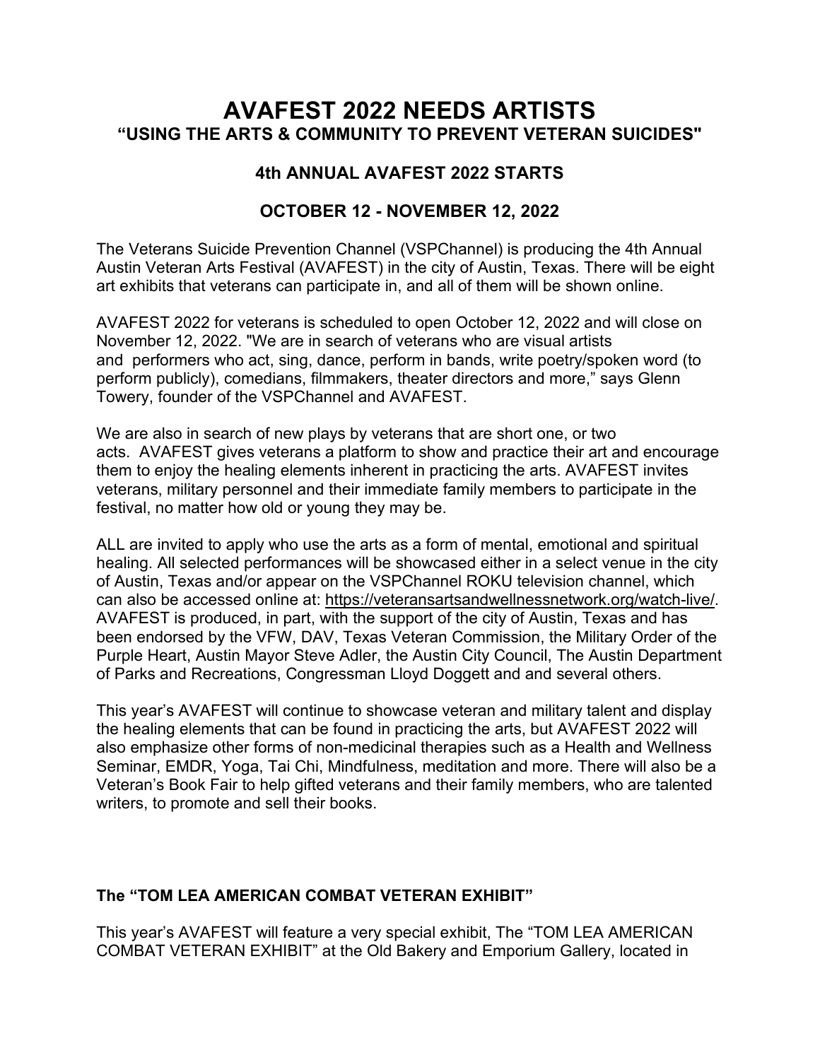# AVAFEST 2022 NEEDS ARTISTS

## "USING THE ARTS & COMMUNITY TO PREVENT VETERAN SUICIDES"

### 4th ANNUAL AVAFEST 2022 STARTS

### OCTOBER 12 - NOVEMBER 12, 2022

The Veterans Suicide Prevention Channel (VSPChannel) is producing the 4th Annual Austin Veteran Arts Festival (AVAFEST) in the city of Austin, Texas. There will be eight art exhibits that veterans can participate in, and all of them will be shown online.

AVAFEST 2022 for veterans is scheduled to open October 12, 2022 and will close on November 12, 2022. "We are in search of veterans who are visual artists and performers who act, sing, dance, perform in bands, write poetry/spoken word (to perform publicly), comedians, filmmakers, theater directors and more," says Glenn Towery, founder of the VSPChannel and AVAFEST.

We are also in search of new plays by veterans that are short one, or two acts. AVAFEST gives veterans a platform to show and practice their art and encourage them to enjoy the healing elements inherent in practicing the arts. AVAFEST invites veterans, military personnel and their immediate family members to participate in the festival, no matter how old or young they may be.

ALL are invited to apply who use the arts as a form of mental, emotional and spiritual healing. All selected performances will be showcased either in a select venue in the city of Austin, Texas and/or appear on the VSPChannel ROKU television channel, which can also be accessed online at: https://veteransartsandwellnessnetwork.org/watch-live/. AVAFEST is produced, in part, with the support of the city of Austin, Texas and has been endorsed by the VFW, DAV, Texas Veteran Commission, the Military Order of the Purple Heart, Austin Mayor Steve Adler, the Austin City Council, The Austin Department of Parks and Recreations, Congressman Lloyd Doggett and and several others.

This year's AVAFEST will continue to showcase veteran and military talent and display the healing elements that can be found in practicing the arts, but AVAFEST 2022 will also emphasize other forms of non-medicinal therapies such as a Health and Wellness Seminar, EMDR, Yoga, Tai Chi, Mindfulness, meditation and more. There will also be a Veteran's Book Fair to help gifted veterans and their family members, who are talented writers, to promote and sell their books.

**The "TOM LEA AMERICAN COMBAT VETERAN EXHIBIT"**

This year's AVAFEST will feature a very special exhibit, The "TOM LEA AMERICAN COMBAT VETERAN EXHIBIT" at the Old Bakery and Emporium Gallery, located in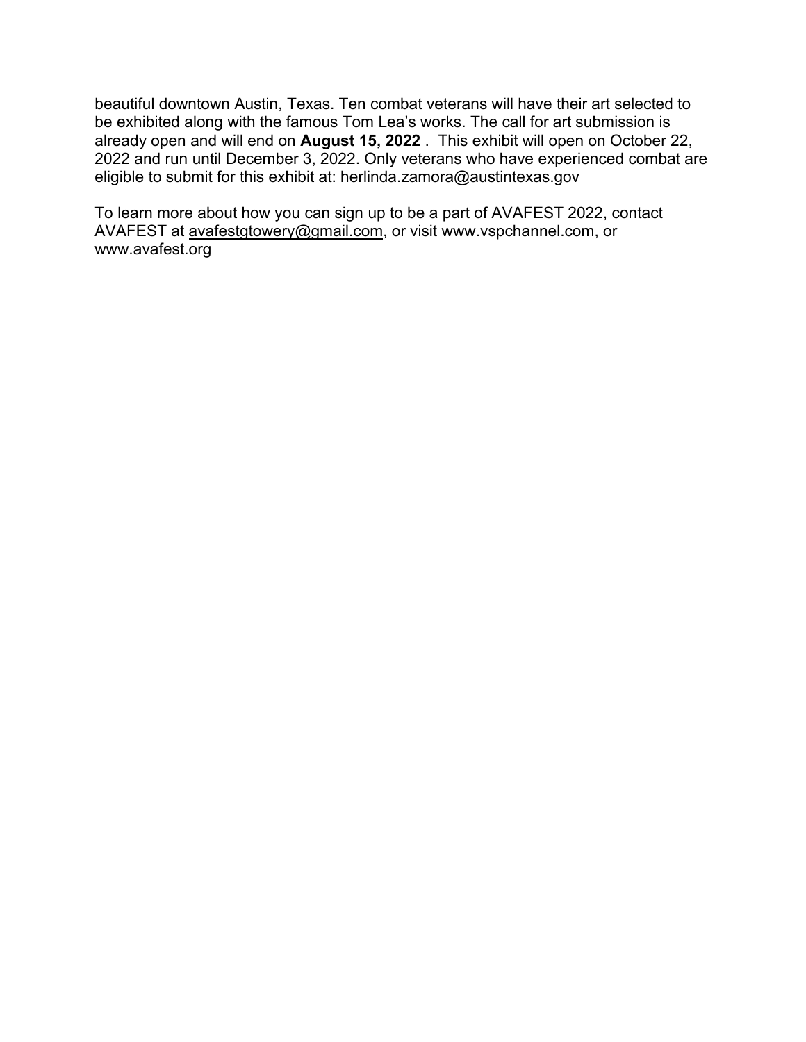beautiful downtown Austin, Texas. Ten combat veterans will have their art selected to be exhibited along with the famous Tom Lea's works. The call for art submission is already open and will end on **August 15, 2022** . This exhibit will open on October 22, 2022 and run until December 3, 2022. Only veterans who have experienced combat are eligible to submit for this exhibit at: herlinda.zamora@austintexas.gov

To learn more about how you can sign up to be a part of AVAFEST 2022, contact AVAFEST at avafestgtowery@gmail.com, or visit www.vspchannel.com, or www.avafest.org